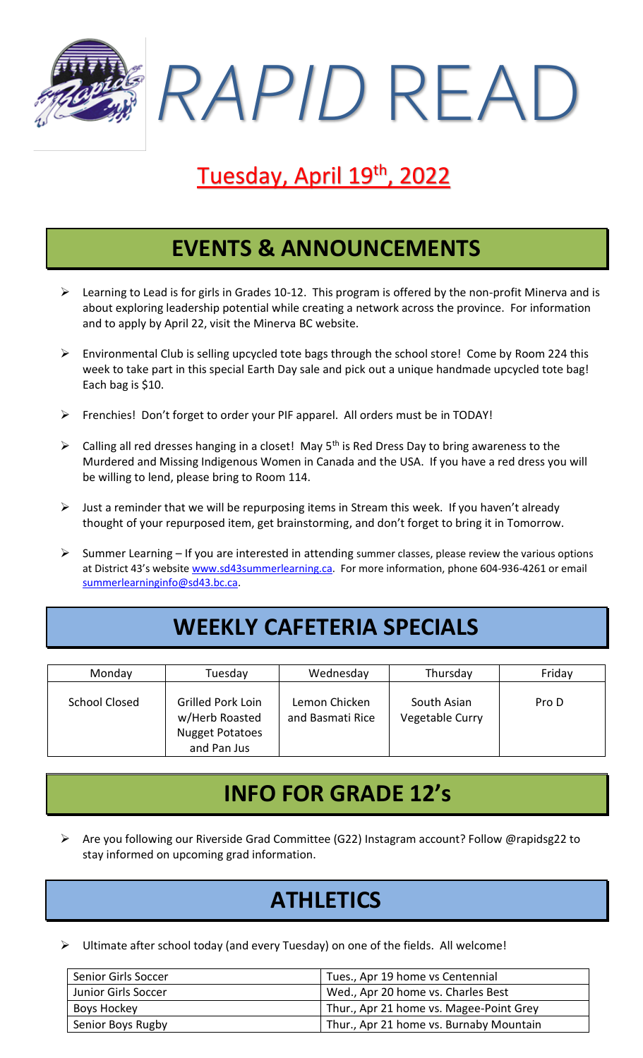# *RAPID* READ

## Tuesday, April 19th, 2022

## EVENTS & ANNOUNCEMENTS

- Learning to Lead is for girls in Grades 10-12. This program is offered by the non-profit Minerva and is about exploring leadership potential while creating a network across the province. For information and to apply by April 22, visit the Minerva BC website.
- Environmental Club is selling upcycled tote bags through the school store! Come by Room 224 this week to take part in this special Earth Day sale and pick out a unique handmade upcycled tote bag! Each bag is $10.
- Frenchies! Don't forget to order your PIF apparel. All orders must be in TODAY!
- Calling all red dresses hanging in a closet! May 5th is Red Dress Day to bring awareness to the Murdered and Missing Indigenous Women in Canada and the USA. If you have a red dress you will be willing to lend, please bring to Room 114.
- Just a reminder that we will be repurposing items in Stream this week. If you haven't already thought of your repurposed item, get brainstorming, and don't forget to bring it in Tomorrow.
- Summer Learning – If you are interested in attending summer classes, please review the various options at District 43's website www.sd43summerlearning.ca. For more information, phone 604-936-4261 or email summerlearninginfo@sd43.bc.ca.

## WEEKLY CAFETERIA SPECIALS

| Monday | Tuesday | Wednesday | Thursday | Friday |
|---|---|---|---|---|
| School Closed | Grilled Pork Loin w/Herb Roasted Nugget Potatoes and Pan Jus | Lemon Chicken and Basmati Rice | South Asian Vegetable Curry | Pro D |

## INFO FOR GRADE 12's

- Are you following our Riverside Grad Committee (G22) Instagram account? Follow @rapidsg22 to stay informed on upcoming grad information.

## ATHLETICS

- Ultimate after school today (and every Tuesday) on one of the fields. All welcome!

| | |
|---|---|
| Senior Girls Soccer | Tues., Apr 19 home vs Centennial |
| Junior Girls Soccer | Wed., Apr 20 home vs. Charles Best |
| Boys Hockey | Thur., Apr 21 home vs. Magee-Point Grey |
| Senior Boys Rugby | Thur., Apr 21 home vs. Burnaby Mountain |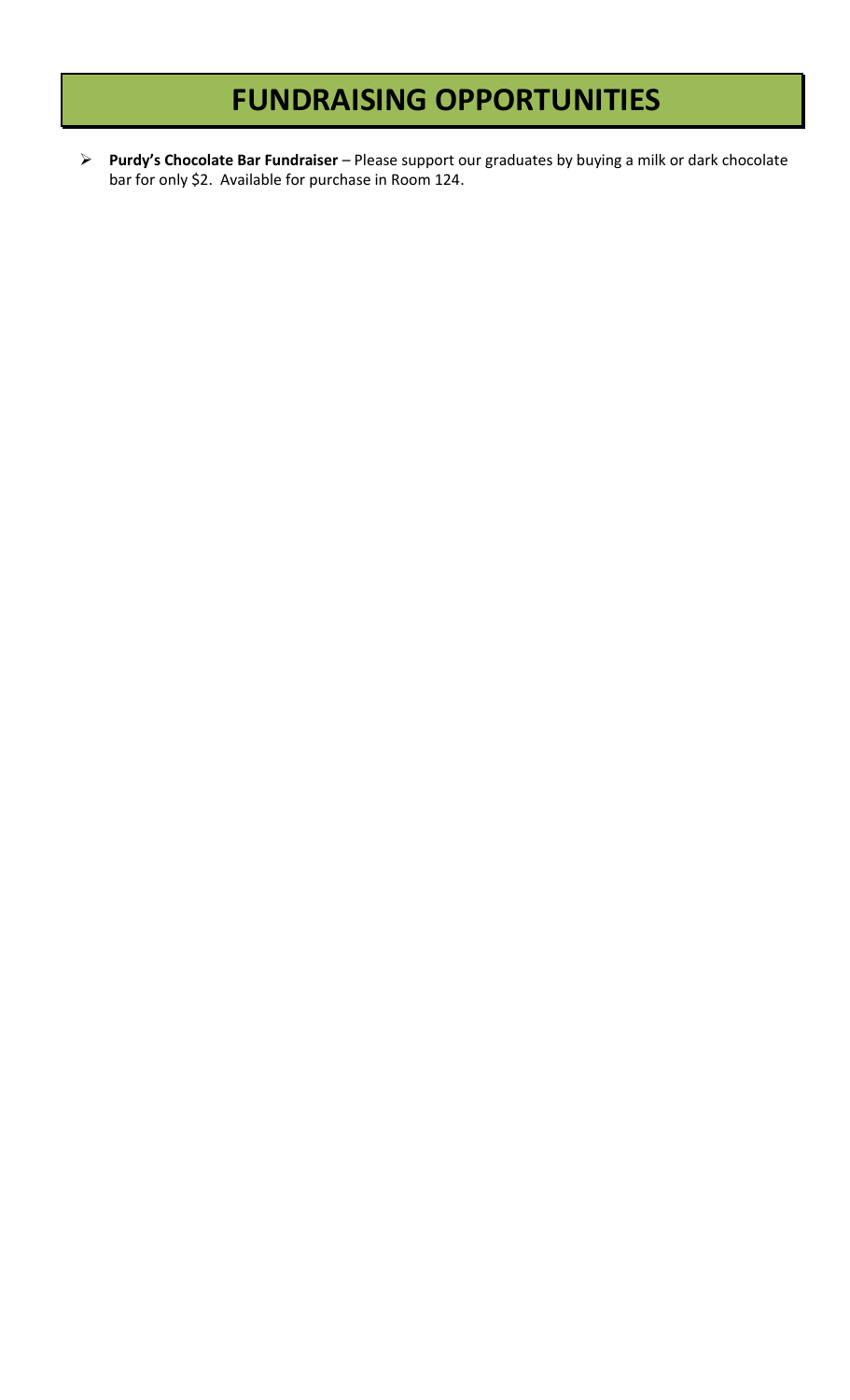# FUNDRAISING OPPORTUNITIES

- **Purdy's Chocolate Bar Fundraiser** – Please support our graduates by buying a milk or dark chocolate bar for only $2. Available for purchase in Room 124.